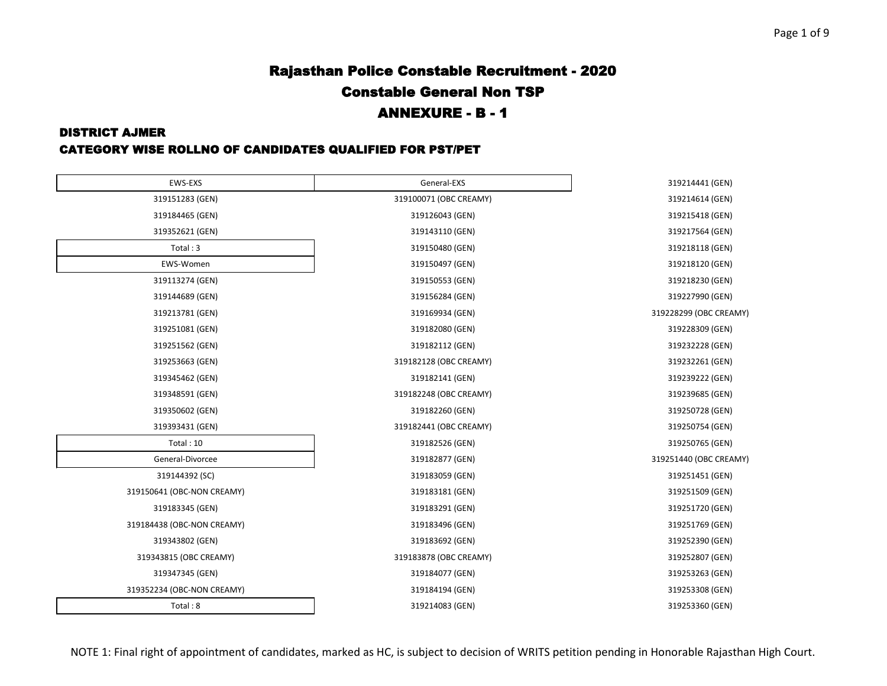# Rajasthan Police Constable Recruitment - 2020

## Constable General Non TSP

## ANNEXURE - B - 1

### DISTRICT AJMER

### CATEGORY WISE ROLLNO OF CANDIDATES QUALIFIED FOR PST/PET

| EWS-EXS |
|---|
| 319151283 (GEN) |
| 319184465 (GEN) |
| 319352621 (GEN) |
| Total : 3 |

| EWS-Women |
|---|
| 319113274 (GEN) |
| 319144689 (GEN) |
| 319213781 (GEN) |
| 319251081 (GEN) |
| 319251562 (GEN) |
| 319253663 (GEN) |
| 319345462 (GEN) |
| 319348591 (GEN) |
| 319350602 (GEN) |
| 319393431 (GEN) |
| Total : 10 |

| General-Divorcee |
|---|
| 319144392 (SC) |
| 319150641 (OBC-NON CREAMY) |
| 319183345 (GEN) |
| 319184438 (OBC-NON CREAMY) |
| 319343802 (GEN) |
| 319343815 (OBC CREAMY) |
| 319347345 (GEN) |
| 319352234 (OBC-NON CREAMY) |
| Total : 8 |

| General-EXS |
|---|
| 319100071 (OBC CREAMY) |
| 319126043 (GEN) |
| 319143110 (GEN) |
| 319150480 (GEN) |
| 319150497 (GEN) |
| 319150553 (GEN) |
| 319156284 (GEN) |
| 319169934 (GEN) |
| 319182080 (GEN) |
| 319182112 (GEN) |
| 319182128 (OBC CREAMY) |
| 319182141 (GEN) |
| 319182248 (OBC CREAMY) |
| 319182260 (GEN) |
| 319182441 (OBC CREAMY) |
| 319182526 (GEN) |
| 319182877 (GEN) |
| 319183059 (GEN) |
| 319183181 (GEN) |
| 319183291 (GEN) |
| 319183496 (GEN) |
| 319183692 (GEN) |
| 319183878 (OBC CREAMY) |
| 319184077 (GEN) |
| 319184194 (GEN) |
| 319214083 (GEN) |
| 319214441 (GEN) |
| 319214614 (GEN) |
| 319215418 (GEN) |
| 319217564 (GEN) |
| 319218118 (GEN) |
| 319218120 (GEN) |
| 319218230 (GEN) |
| 319227990 (GEN) |
| 319228299 (OBC CREAMY) |
| 319228309 (GEN) |
| 319232228 (GEN) |
| 319232261 (GEN) |
| 319239222 (GEN) |
| 319239685 (GEN) |
| 319250728 (GEN) |
| 319250754 (GEN) |
| 319250765 (GEN) |
| 319251440 (OBC CREAMY) |
| 319251451 (GEN) |
| 319251509 (GEN) |
| 319251720 (GEN) |
| 319251769 (GEN) |
| 319252390 (GEN) |
| 319252807 (GEN) |
| 319253263 (GEN) |
| 319253308 (GEN) |
| 319253360 (GEN) |

NOTE 1: Final right of appointment of candidates, marked as HC, is subject to decision of WRITS petition pending in Honorable Rajasthan High Court.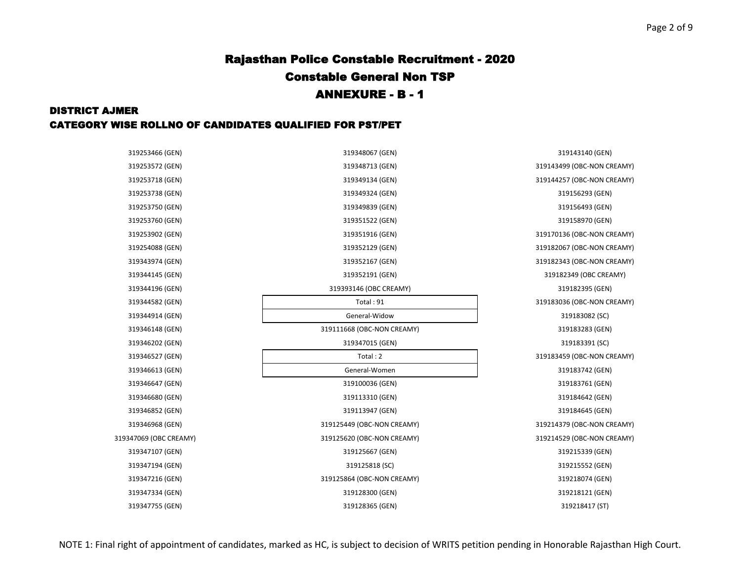# Rajasthan Police Constable Recruitment - 2020

## Constable General Non TSP

## ANNEXURE - B - 1

### DISTRICT AJMER

### CATEGORY WISE ROLLNO OF CANDIDATES QUALIFIED FOR PST/PET

319253466 (GEN)
319253572 (GEN)
319253718 (GEN)
319253738 (GEN)
319253750 (GEN)
319253760 (GEN)
319253902 (GEN)
319254088 (GEN)
319343974 (GEN)
319344145 (GEN)
319344196 (GEN)
319344582 (GEN)
319344914 (GEN)
319346148 (GEN)
319346202 (GEN)
319346527 (GEN)
319346613 (GEN)
319346647 (GEN)
319346680 (GEN)
319346852 (GEN)
319346968 (GEN)
319347069 (OBC CREAMY)
319347107 (GEN)
319347194 (GEN)
319347216 (GEN)
319347334 (GEN)
319347755 (GEN)
319348067 (GEN)
319348713 (GEN)
319349134 (GEN)
319349324 (GEN)
319349839 (GEN)
319351522 (GEN)
319351916 (GEN)
319352129 (GEN)
319352167 (GEN)
319352191 (GEN)
319393146 (OBC CREAMY)

| Total : 91 |
|---|
| General-Widow |

319111668 (OBC-NON CREAMY)
319347015 (GEN)

| Total : 2 |
|---|
| General-Women |

319100036 (GEN)
319113310 (GEN)
319113947 (GEN)
319125449 (OBC-NON CREAMY)
319125620 (OBC-NON CREAMY)
319125667 (GEN)
319125818 (SC)
319125864 (OBC-NON CREAMY)
319128300 (GEN)
319128365 (GEN)
319143140 (GEN)
319143499 (OBC-NON CREAMY)
319144257 (OBC-NON CREAMY)
319156293 (GEN)
319156493 (GEN)
319158970 (GEN)
319170136 (OBC-NON CREAMY)
319182067 (OBC-NON CREAMY)
319182343 (OBC-NON CREAMY)
319182349 (OBC CREAMY)
319182395 (GEN)
319183036 (OBC-NON CREAMY)
319183082 (SC)
319183283 (GEN)
319183391 (SC)
319183459 (OBC-NON CREAMY)
319183742 (GEN)
319183761 (GEN)
319184642 (GEN)
319184645 (GEN)
319214379 (OBC-NON CREAMY)
319214529 (OBC-NON CREAMY)
319215339 (GEN)
319215552 (GEN)
319218074 (GEN)
319218121 (GEN)
319218417 (ST)

NOTE 1: Final right of appointment of candidates, marked as HC, is subject to decision of WRITS petition pending in Honorable Rajasthan High Court.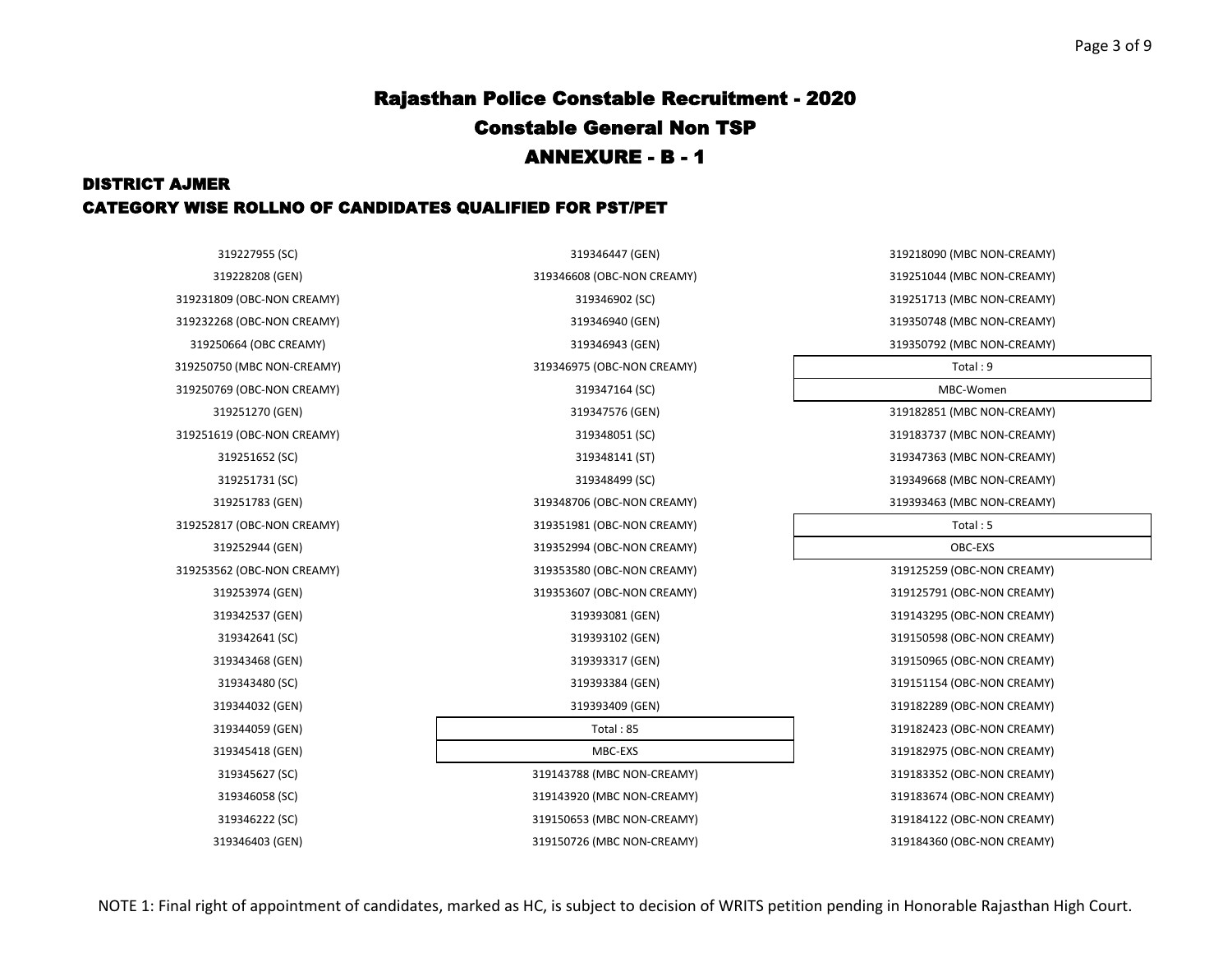# Rajasthan Police Constable Recruitment - 2020

## Constable General Non TSP

## ANNEXURE - B - 1

### DISTRICT AJMER

### CATEGORY WISE ROLLNO OF CANDIDATES QUALIFIED FOR PST/PET

319227955 (SC)
319228208 (GEN)
319231809 (OBC-NON CREAMY)
319232268 (OBC-NON CREAMY)
319250664 (OBC CREAMY)
319250750 (MBC NON-CREAMY)
319250769 (OBC-NON CREAMY)
319251270 (GEN)
319251619 (OBC-NON CREAMY)
319251652 (SC)
319251731 (SC)
319251783 (GEN)
319252817 (OBC-NON CREAMY)
319252944 (GEN)
319253562 (OBC-NON CREAMY)
319253974 (GEN)
319342537 (GEN)
319342641 (SC)
319343468 (GEN)
319343480 (SC)
319344032 (GEN)
319344059 (GEN)
319345418 (GEN)
319345627 (SC)
319346058 (SC)
319346222 (SC)
319346403 (GEN)
319346447 (GEN)
319346608 (OBC-NON CREAMY)
319346902 (SC)
319346940 (GEN)
319346943 (GEN)
319346975 (OBC-NON CREAMY)
319347164 (SC)
319347576 (GEN)
319348051 (SC)
319348141 (ST)
319348499 (SC)
319348706 (OBC-NON CREAMY)
319351981 (OBC-NON CREAMY)
319352994 (OBC-NON CREAMY)
319353580 (OBC-NON CREAMY)
319353607 (OBC-NON CREAMY)
319393081 (GEN)
319393102 (GEN)
319393317 (GEN)
319393384 (GEN)
319393409 (GEN)

Total : 85

**MBC-EXS**

319143788 (MBC NON-CREAMY)
319143920 (MBC NON-CREAMY)
319150653 (MBC NON-CREAMY)
319150726 (MBC NON-CREAMY)
319218090 (MBC NON-CREAMY)
319251044 (MBC NON-CREAMY)
319251713 (MBC NON-CREAMY)
319350748 (MBC NON-CREAMY)
319350792 (MBC NON-CREAMY)

Total : 9

**MBC-Women**

319182851 (MBC NON-CREAMY)
319183737 (MBC NON-CREAMY)
319347363 (MBC NON-CREAMY)
319349668 (MBC NON-CREAMY)
319393463 (MBC NON-CREAMY)

Total : 5

**OBC-EXS**

319125259 (OBC-NON CREAMY)
319125791 (OBC-NON CREAMY)
319143295 (OBC-NON CREAMY)
319150598 (OBC-NON CREAMY)
319150965 (OBC-NON CREAMY)
319151154 (OBC-NON CREAMY)
319182289 (OBC-NON CREAMY)
319182423 (OBC-NON CREAMY)
319182975 (OBC-NON CREAMY)
319183352 (OBC-NON CREAMY)
319183674 (OBC-NON CREAMY)
319184122 (OBC-NON CREAMY)
319184360 (OBC-NON CREAMY)

NOTE 1: Final right of appointment of candidates, marked as HC, is subject to decision of WRITS petition pending in Honorable Rajasthan High Court.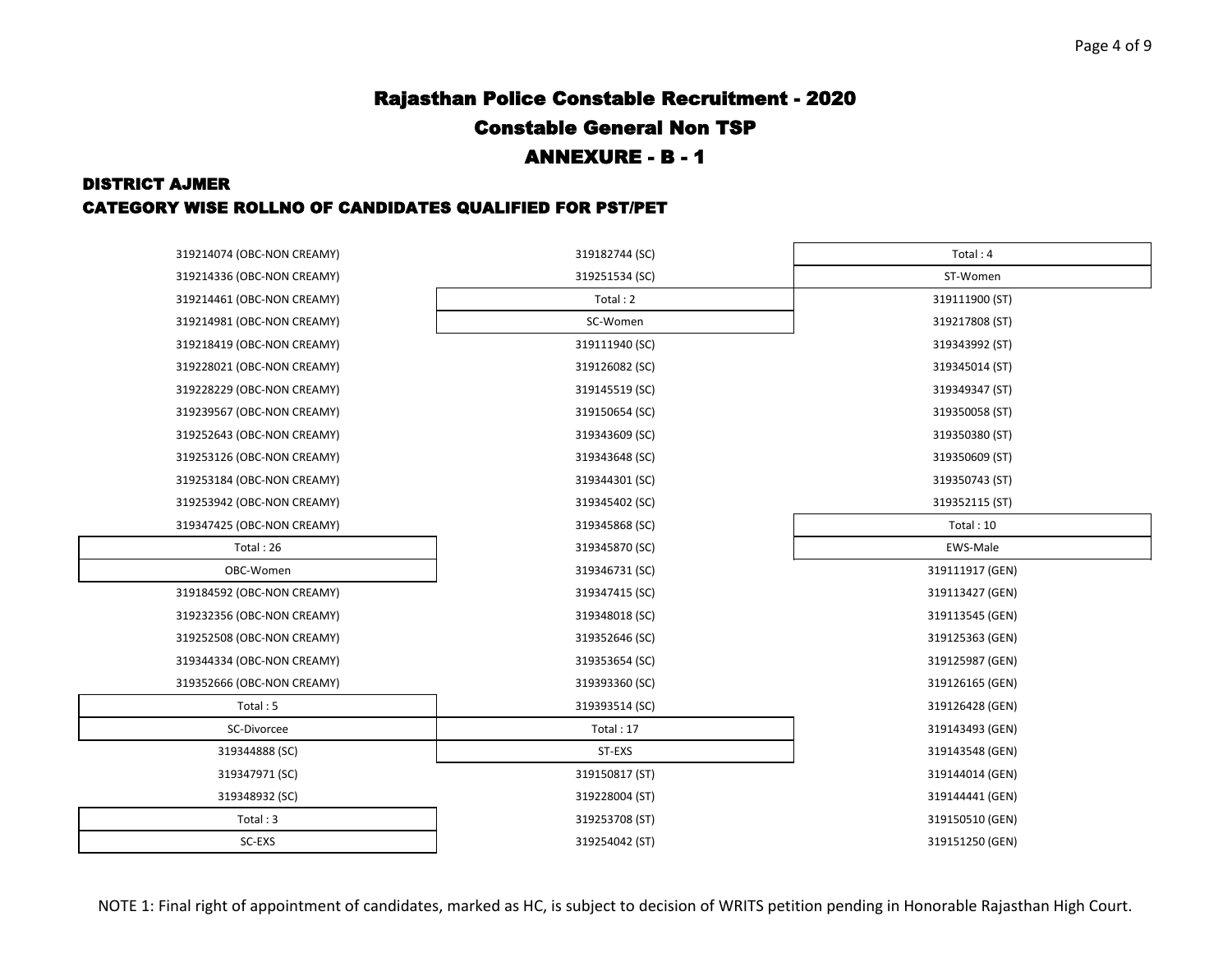# Rajasthan Police Constable Recruitment - 2020

## Constable General Non TSP

## ANNEXURE - B - 1

### DISTRICT AJMER

### CATEGORY WISE ROLLNO OF CANDIDATES QUALIFIED FOR PST/PET

319214074 (OBC-NON CREAMY)
319214336 (OBC-NON CREAMY)
319214461 (OBC-NON CREAMY)
319214981 (OBC-NON CREAMY)
319218419 (OBC-NON CREAMY)
319228021 (OBC-NON CREAMY)
319228229 (OBC-NON CREAMY)
319239567 (OBC-NON CREAMY)
319252643 (OBC-NON CREAMY)
319253126 (OBC-NON CREAMY)
319253184 (OBC-NON CREAMY)
319253942 (OBC-NON CREAMY)
319347425 (OBC-NON CREAMY)

Total : 26

**OBC-Women**

319184592 (OBC-NON CREAMY)
319232356 (OBC-NON CREAMY)
319252508 (OBC-NON CREAMY)
319344334 (OBC-NON CREAMY)
319352666 (OBC-NON CREAMY)

Total : 5

**SC-Divorcee**

319344888 (SC)
319347971 (SC)
319348932 (SC)

Total : 3

**SC-EXS**

319182744 (SC)
319251534 (SC)

Total : 2

**SC-Women**

319111940 (SC)
319126082 (SC)
319145519 (SC)
319150654 (SC)
319343609 (SC)
319343648 (SC)
319344301 (SC)
319345402 (SC)
319345868 (SC)
319345870 (SC)
319346731 (SC)
319347415 (SC)
319348018 (SC)
319352646 (SC)
319353654 (SC)
319393360 (SC)
319393514 (SC)

Total : 17

**ST-EXS**

319150817 (ST)
319228004 (ST)
319253708 (ST)
319254042 (ST)

Total : 4

**ST-Women**

319111900 (ST)
319217808 (ST)
319343992 (ST)
319345014 (ST)
319349347 (ST)
319350058 (ST)
319350380 (ST)
319350609 (ST)
319350743 (ST)
319352115 (ST)

Total : 10

**EWS-Male**

319111917 (GEN)
319113427 (GEN)
319113545 (GEN)
319125363 (GEN)
319125987 (GEN)
319126165 (GEN)
319126428 (GEN)
319143493 (GEN)
319143548 (GEN)
319144014 (GEN)
319144441 (GEN)
319150510 (GEN)
319151250 (GEN)

NOTE 1: Final right of appointment of candidates, marked as HC, is subject to decision of WRITS petition pending in Honorable Rajasthan High Court.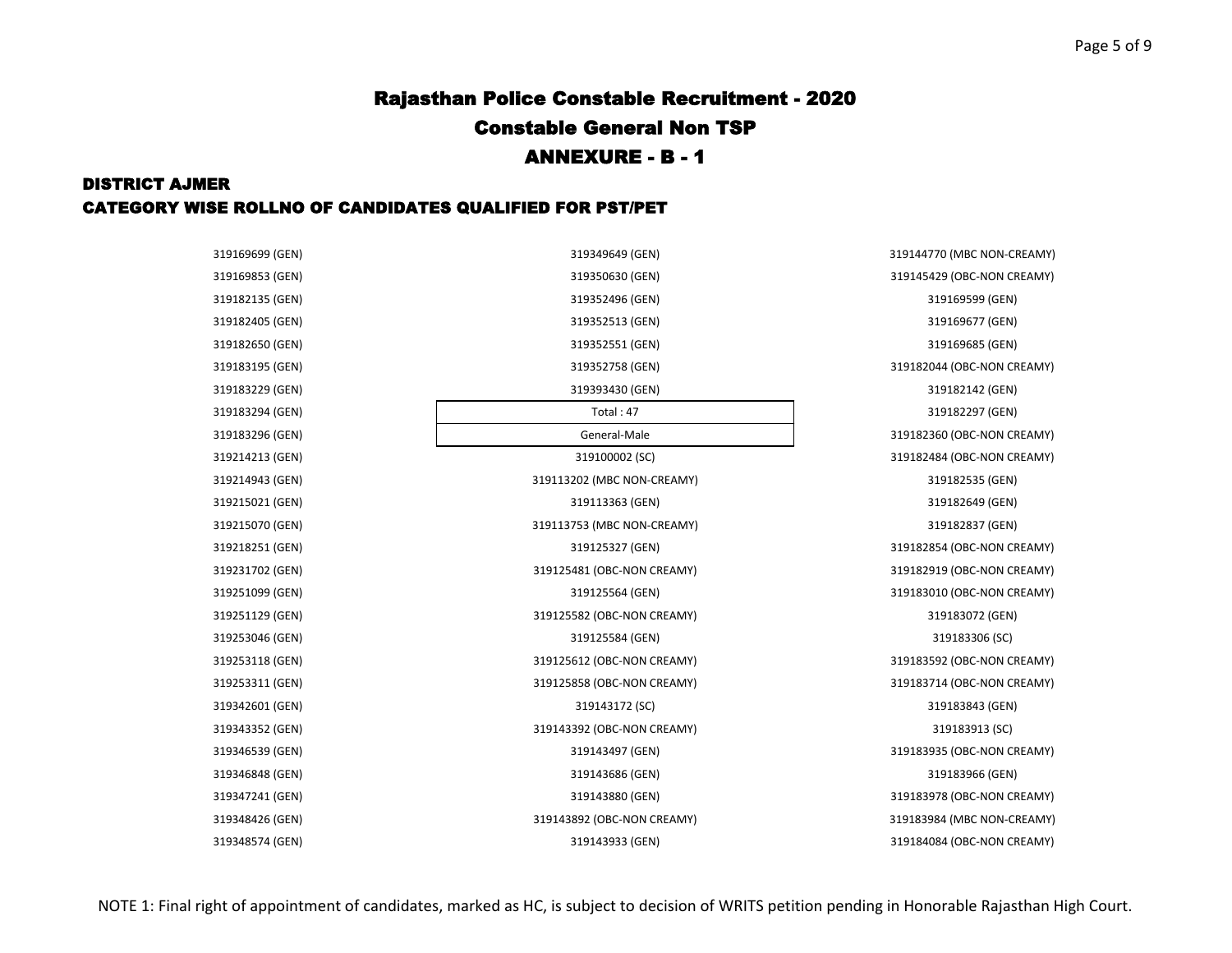# Rajasthan Police Constable Recruitment - 2020

## Constable General Non TSP

## ANNEXURE - B - 1

### DISTRICT AJMER

### CATEGORY WISE ROLLNO OF CANDIDATES QUALIFIED FOR PST/PET

319169699 (GEN)
319169853 (GEN)
319182135 (GEN)
319182405 (GEN)
319182650 (GEN)
319183195 (GEN)
319183229 (GEN)
319183294 (GEN)
319183296 (GEN)
319214213 (GEN)
319214943 (GEN)
319215021 (GEN)
319215070 (GEN)
319218251 (GEN)
319231702 (GEN)
319251099 (GEN)
319251129 (GEN)
319253046 (GEN)
319253118 (GEN)
319253311 (GEN)
319342601 (GEN)
319343352 (GEN)
319346539 (GEN)
319346848 (GEN)
319347241 (GEN)
319348426 (GEN)
319348574 (GEN)
319349649 (GEN)
319350630 (GEN)
319352496 (GEN)
319352513 (GEN)
319352551 (GEN)
319352758 (GEN)
319393430 (GEN)

Total : 47

**General-Male**

319100002 (SC)
319113202 (MBC NON-CREAMY)
319113363 (GEN)
319113753 (MBC NON-CREAMY)
319125327 (GEN)
319125481 (OBC-NON CREAMY)
319125564 (GEN)
319125582 (OBC-NON CREAMY)
319125584 (GEN)
319125612 (OBC-NON CREAMY)
319125858 (OBC-NON CREAMY)
319143172 (SC)
319143392 (OBC-NON CREAMY)
319143497 (GEN)
319143686 (GEN)
319143880 (GEN)
319143892 (OBC-NON CREAMY)
319143933 (GEN)
319144770 (MBC NON-CREAMY)
319145429 (OBC-NON CREAMY)
319169599 (GEN)
319169677 (GEN)
319169685 (GEN)
319182044 (OBC-NON CREAMY)
319182142 (GEN)
319182297 (GEN)
319182360 (OBC-NON CREAMY)
319182484 (OBC-NON CREAMY)
319182535 (GEN)
319182649 (GEN)
319182837 (GEN)
319182854 (OBC-NON CREAMY)
319182919 (OBC-NON CREAMY)
319183010 (OBC-NON CREAMY)
319183072 (GEN)
319183306 (SC)
319183592 (OBC-NON CREAMY)
319183714 (OBC-NON CREAMY)
319183843 (GEN)
319183913 (SC)
319183935 (OBC-NON CREAMY)
319183966 (GEN)
319183978 (OBC-NON CREAMY)
319183984 (MBC NON-CREAMY)
319184084 (OBC-NON CREAMY)

NOTE 1: Final right of appointment of candidates, marked as HC, is subject to decision of WRITS petition pending in Honorable Rajasthan High Court.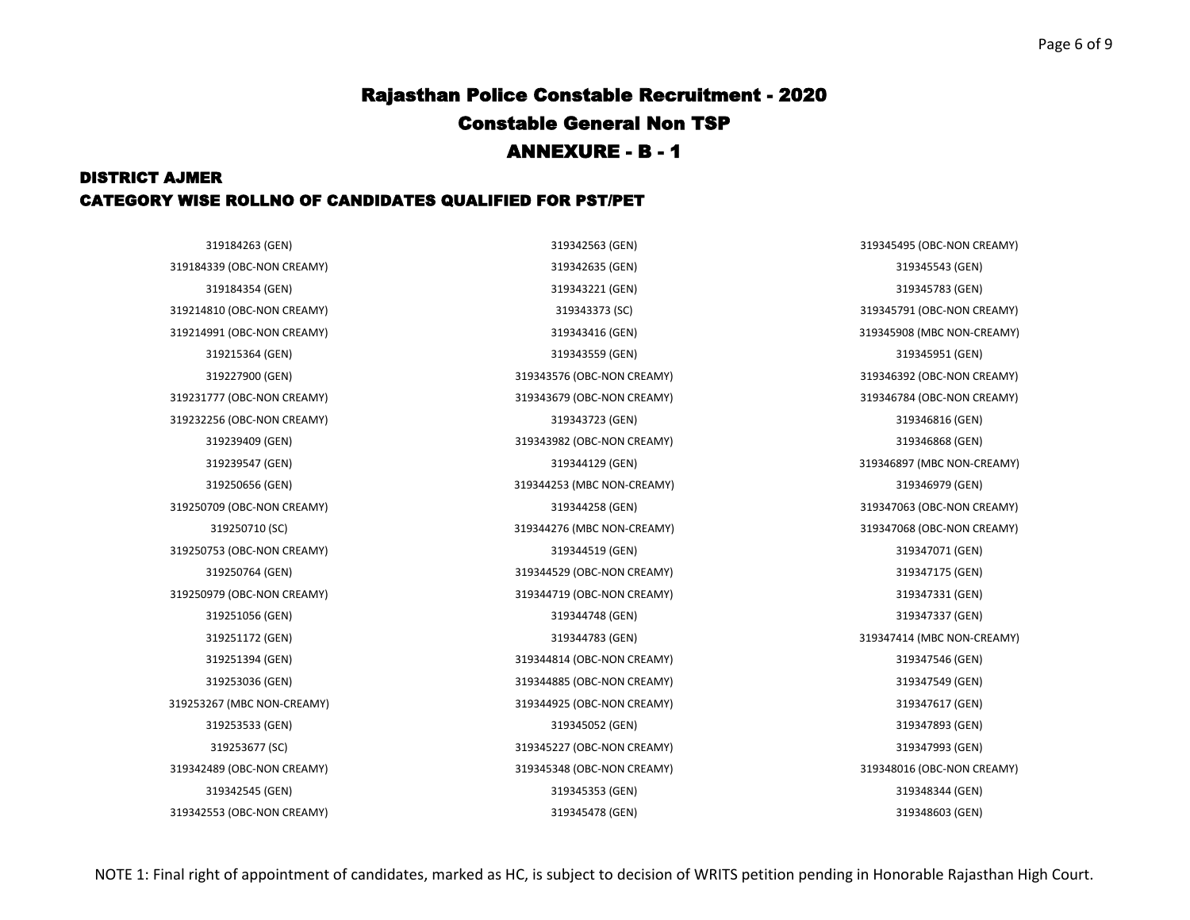# Rajasthan Police Constable Recruitment - 2020

## Constable General Non TSP

## ANNEXURE - B - 1

### DISTRICT AJMER

### CATEGORY WISE ROLLNO OF CANDIDATES QUALIFIED FOR PST/PET

319184263 (GEN)
319184339 (OBC-NON CREAMY)
319184354 (GEN)
319214810 (OBC-NON CREAMY)
319214991 (OBC-NON CREAMY)
319215364 (GEN)
319227900 (GEN)
319231777 (OBC-NON CREAMY)
319232256 (OBC-NON CREAMY)
319239409 (GEN)
319239547 (GEN)
319250656 (GEN)
319250709 (OBC-NON CREAMY)
319250710 (SC)
319250753 (OBC-NON CREAMY)
319250764 (GEN)
319250979 (OBC-NON CREAMY)
319251056 (GEN)
319251172 (GEN)
319251394 (GEN)
319253036 (GEN)
319253267 (MBC NON-CREAMY)
319253533 (GEN)
319253677 (SC)
319342489 (OBC-NON CREAMY)
319342545 (GEN)
319342553 (OBC-NON CREAMY)
319342563 (GEN)
319342635 (GEN)
319343221 (GEN)
319343373 (SC)
319343416 (GEN)
319343559 (GEN)
319343576 (OBC-NON CREAMY)
319343679 (OBC-NON CREAMY)
319343723 (GEN)
319343982 (OBC-NON CREAMY)
319344129 (GEN)
319344253 (MBC NON-CREAMY)
319344258 (GEN)
319344276 (MBC NON-CREAMY)
319344519 (GEN)
319344529 (OBC-NON CREAMY)
319344719 (OBC-NON CREAMY)
319344748 (GEN)
319344783 (GEN)
319344814 (OBC-NON CREAMY)
319344885 (OBC-NON CREAMY)
319344925 (OBC-NON CREAMY)
319345052 (GEN)
319345227 (OBC-NON CREAMY)
319345348 (OBC-NON CREAMY)
319345353 (GEN)
319345478 (GEN)
319345495 (OBC-NON CREAMY)
319345543 (GEN)
319345783 (GEN)
319345791 (OBC-NON CREAMY)
319345908 (MBC NON-CREAMY)
319345951 (GEN)
319346392 (OBC-NON CREAMY)
319346784 (OBC-NON CREAMY)
319346816 (GEN)
319346868 (GEN)
319346897 (MBC NON-CREAMY)
319346979 (GEN)
319347063 (OBC-NON CREAMY)
319347068 (OBC-NON CREAMY)
319347071 (GEN)
319347175 (GEN)
319347331 (GEN)
319347337 (GEN)
319347414 (MBC NON-CREAMY)
319347546 (GEN)
319347549 (GEN)
319347617 (GEN)
319347893 (GEN)
319347993 (GEN)
319348016 (OBC-NON CREAMY)
319348344 (GEN)
319348603 (GEN)

NOTE 1: Final right of appointment of candidates, marked as HC, is subject to decision of WRITS petition pending in Honorable Rajasthan High Court.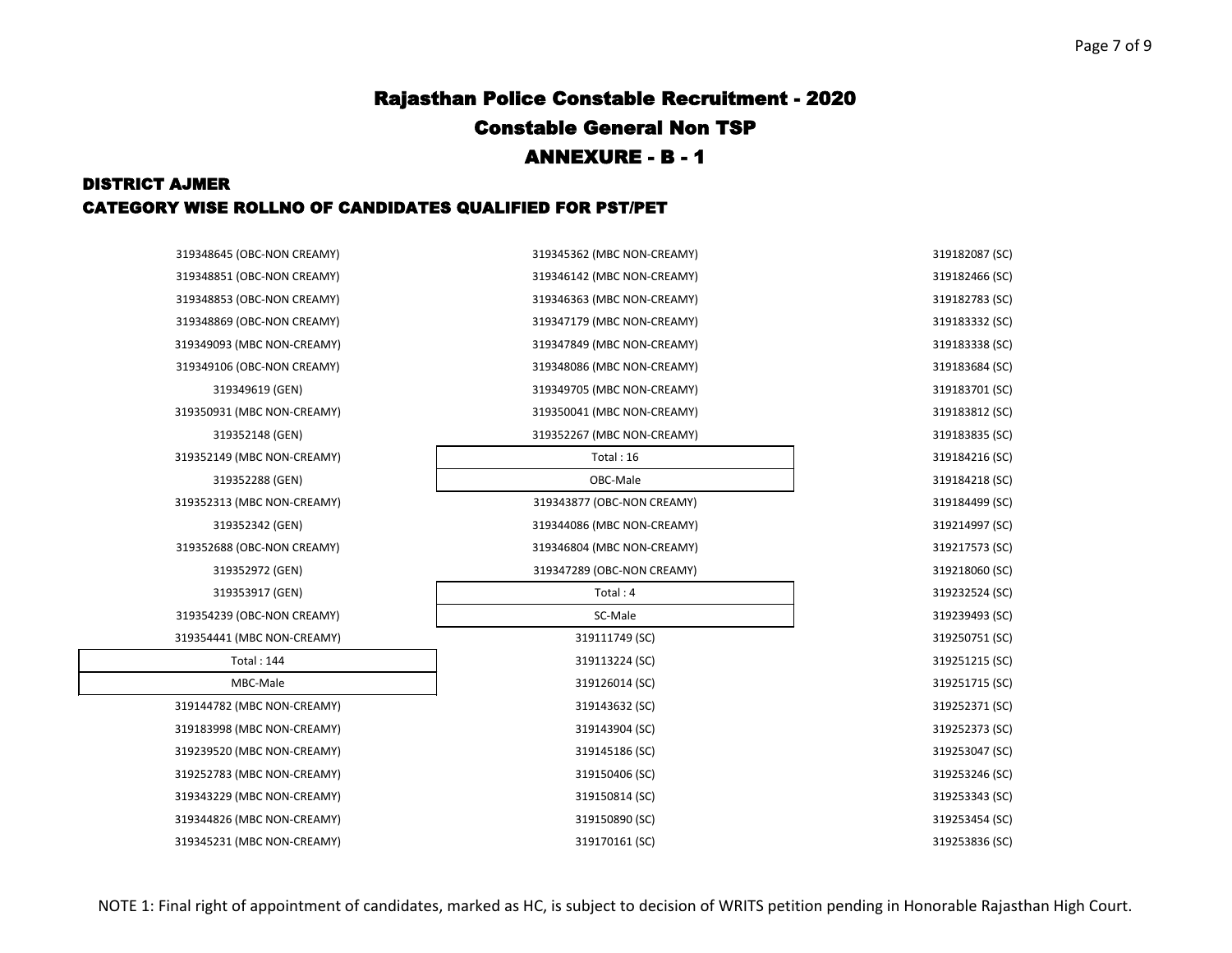# Rajasthan Police Constable Recruitment - 2020

## Constable General Non TSP

## ANNEXURE - B - 1

### DISTRICT AJMER

### CATEGORY WISE ROLLNO OF CANDIDATES QUALIFIED FOR PST/PET

319348645 (OBC-NON CREAMY)
319348851 (OBC-NON CREAMY)
319348853 (OBC-NON CREAMY)
319348869 (OBC-NON CREAMY)
319349093 (MBC NON-CREAMY)
319349106 (OBC-NON CREAMY)
319349619 (GEN)
319350931 (MBC NON-CREAMY)
319352148 (GEN)
319352149 (MBC NON-CREAMY)
319352288 (GEN)
319352313 (MBC NON-CREAMY)
319352342 (GEN)
319352688 (OBC-NON CREAMY)
319352972 (GEN)
319353917 (GEN)
319354239 (OBC-NON CREAMY)
319354441 (MBC NON-CREAMY)

Total : 144

**MBC-Male**

319144782 (MBC NON-CREAMY)
319183998 (MBC NON-CREAMY)
319239520 (MBC NON-CREAMY)
319252783 (MBC NON-CREAMY)
319343229 (MBC NON-CREAMY)
319344826 (MBC NON-CREAMY)
319345231 (MBC NON-CREAMY)
319345362 (MBC NON-CREAMY)
319346142 (MBC NON-CREAMY)
319346363 (MBC NON-CREAMY)
319347179 (MBC NON-CREAMY)
319347849 (MBC NON-CREAMY)
319348086 (MBC NON-CREAMY)
319349705 (MBC NON-CREAMY)
319350041 (MBC NON-CREAMY)
319352267 (MBC NON-CREAMY)

Total : 16

**OBC-Male**

319343877 (OBC-NON CREAMY)
319344086 (MBC NON-CREAMY)
319346804 (MBC NON-CREAMY)
319347289 (OBC-NON CREAMY)

Total : 4

**SC-Male**

319111749 (SC)
319113224 (SC)
319126014 (SC)
319143632 (SC)
319143904 (SC)
319145186 (SC)
319150406 (SC)
319150814 (SC)
319150890 (SC)
319170161 (SC)
319182087 (SC)
319182466 (SC)
319182783 (SC)
319183332 (SC)
319183338 (SC)
319183684 (SC)
319183701 (SC)
319183812 (SC)
319183835 (SC)
319184216 (SC)
319184218 (SC)
319184499 (SC)
319214997 (SC)
319217573 (SC)
319218060 (SC)
319232524 (SC)
319239493 (SC)
319250751 (SC)
319251215 (SC)
319251715 (SC)
319252371 (SC)
319252373 (SC)
319253047 (SC)
319253246 (SC)
319253343 (SC)
319253454 (SC)
319253836 (SC)

NOTE 1: Final right of appointment of candidates, marked as HC, is subject to decision of WRITS petition pending in Honorable Rajasthan High Court.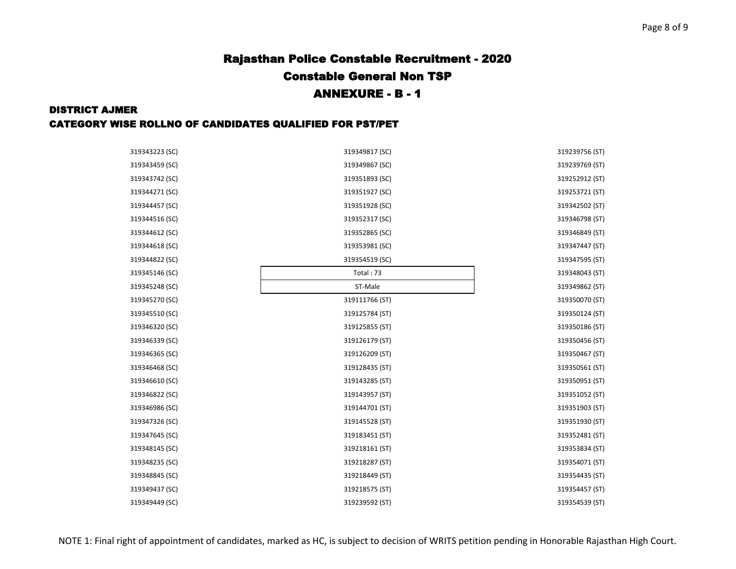# Rajasthan Police Constable Recruitment - 2020

## Constable General Non TSP

## ANNEXURE - B - 1

### DISTRICT AJMER

### CATEGORY WISE ROLLNO OF CANDIDATES QUALIFIED FOR PST/PET

319343223 (SC)
319343459 (SC)
319343742 (SC)
319344271 (SC)
319344457 (SC)
319344516 (SC)
319344612 (SC)
319344618 (SC)
319344822 (SC)
319345146 (SC)
319345248 (SC)
319345270 (SC)
319345510 (SC)
319346320 (SC)
319346339 (SC)
319346365 (SC)
319346468 (SC)
319346610 (SC)
319346822 (SC)
319346986 (SC)
319347326 (SC)
319347645 (SC)
319348145 (SC)
319348235 (SC)
319348845 (SC)
319349437 (SC)
319349449 (SC)
319349817 (SC)
319349867 (SC)
319351893 (SC)
319351927 (SC)
319351928 (SC)
319352317 (SC)
319352865 (SC)
319353981 (SC)
319354519 (SC)

| Total : 73 |
|---|
| ST-Male |

319111766 (ST)
319125784 (ST)
319125855 (ST)
319126179 (ST)
319126209 (ST)
319128435 (ST)
319143285 (ST)
319143957 (ST)
319144701 (ST)
319145528 (ST)
319183451 (ST)
319218161 (ST)
319218287 (ST)
319218449 (ST)
319218575 (ST)
319239592 (ST)
319239756 (ST)
319239769 (ST)
319252912 (ST)
319253721 (ST)
319342502 (ST)
319346798 (ST)
319346849 (ST)
319347447 (ST)
319347595 (ST)
319348043 (ST)
319349862 (ST)
319350070 (ST)
319350124 (ST)
319350186 (ST)
319350456 (ST)
319350467 (ST)
319350561 (ST)
319350951 (ST)
319351052 (ST)
319351903 (ST)
319351930 (ST)
319352481 (ST)
319353834 (ST)
319354071 (ST)
319354435 (ST)
319354457 (ST)
319354539 (ST)

NOTE 1: Final right of appointment of candidates, marked as HC, is subject to decision of WRITS petition pending in Honorable Rajasthan High Court.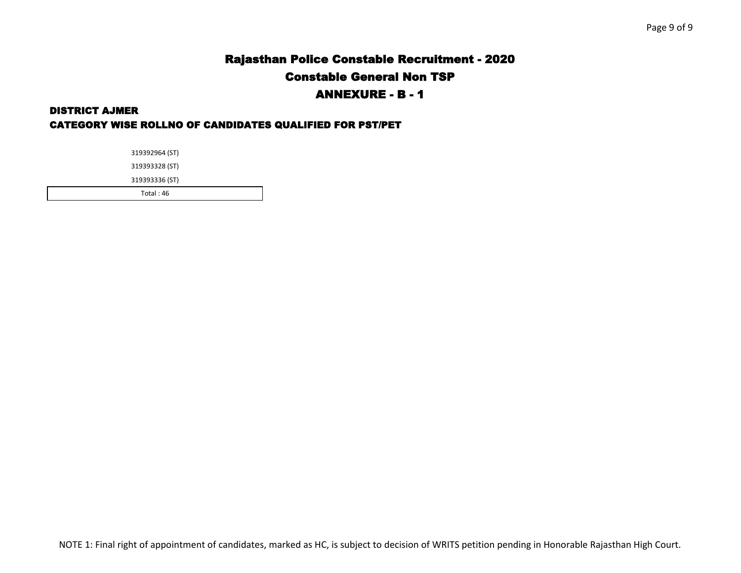# Rajasthan Police Constable Recruitment - 2020

## Constable General Non TSP

## ANNEXURE - B - 1

### DISTRICT AJMER

### CATEGORY WISE ROLLNO OF CANDIDATES QUALIFIED FOR PST/PET

319392964 (ST)

319393328 (ST)

319393336 (ST)

Total : 46

NOTE 1: Final right of appointment of candidates, marked as HC, is subject to decision of WRITS petition pending in Honorable Rajasthan High Court.